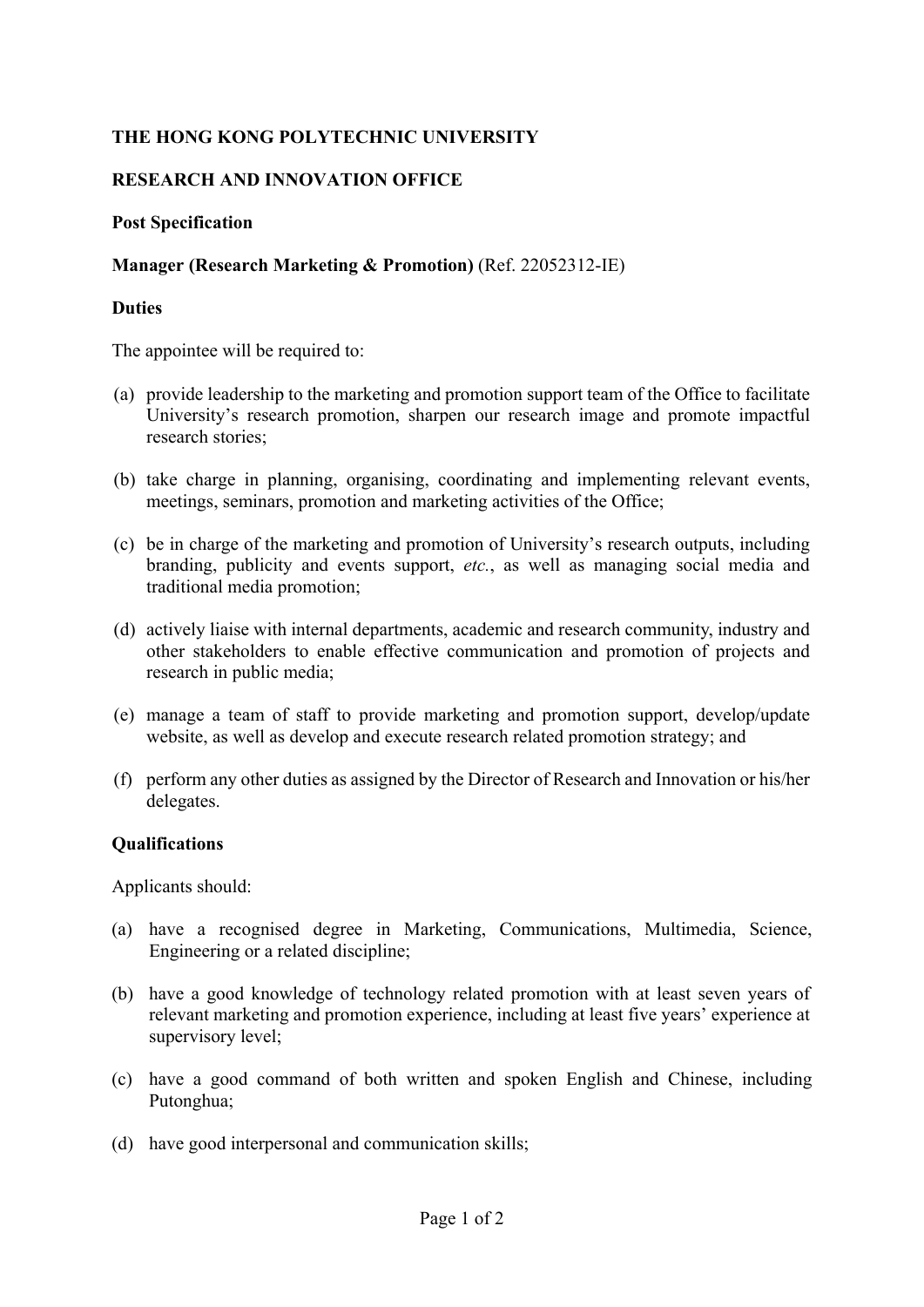**THE HONG KONG POLYTECHNIC UNIVERSITY**

**RESEARCH AND INNOVATION OFFICE**

**Post Specification**

**Manager (Research Marketing & Promotion)** (Ref. 22052312-IE)

**Duties**

The appointee will be required to:

(a) provide leadership to the marketing and promotion support team of the Office to facilitate University's research promotion, sharpen our research image and promote impactful research stories;

(b) take charge in planning, organising, coordinating and implementing relevant events, meetings, seminars, promotion and marketing activities of the Office;

(c) be in charge of the marketing and promotion of University's research outputs, including branding, publicity and events support, *etc.*, as well as managing social media and traditional media promotion;

(d) actively liaise with internal departments, academic and research community, industry and other stakeholders to enable effective communication and promotion of projects and research in public media;

(e) manage a team of staff to provide marketing and promotion support, develop/update website, as well as develop and execute research related promotion strategy; and

(f) perform any other duties as assigned by the Director of Research and Innovation or his/her delegates.

**Qualifications**

Applicants should:

(a) have a recognised degree in Marketing, Communications, Multimedia, Science, Engineering or a related discipline;

(b) have a good knowledge of technology related promotion with at least seven years of relevant marketing and promotion experience, including at least five years' experience at supervisory level;

(c) have a good command of both written and spoken English and Chinese, including Putonghua;

(d) have good interpersonal and communication skills;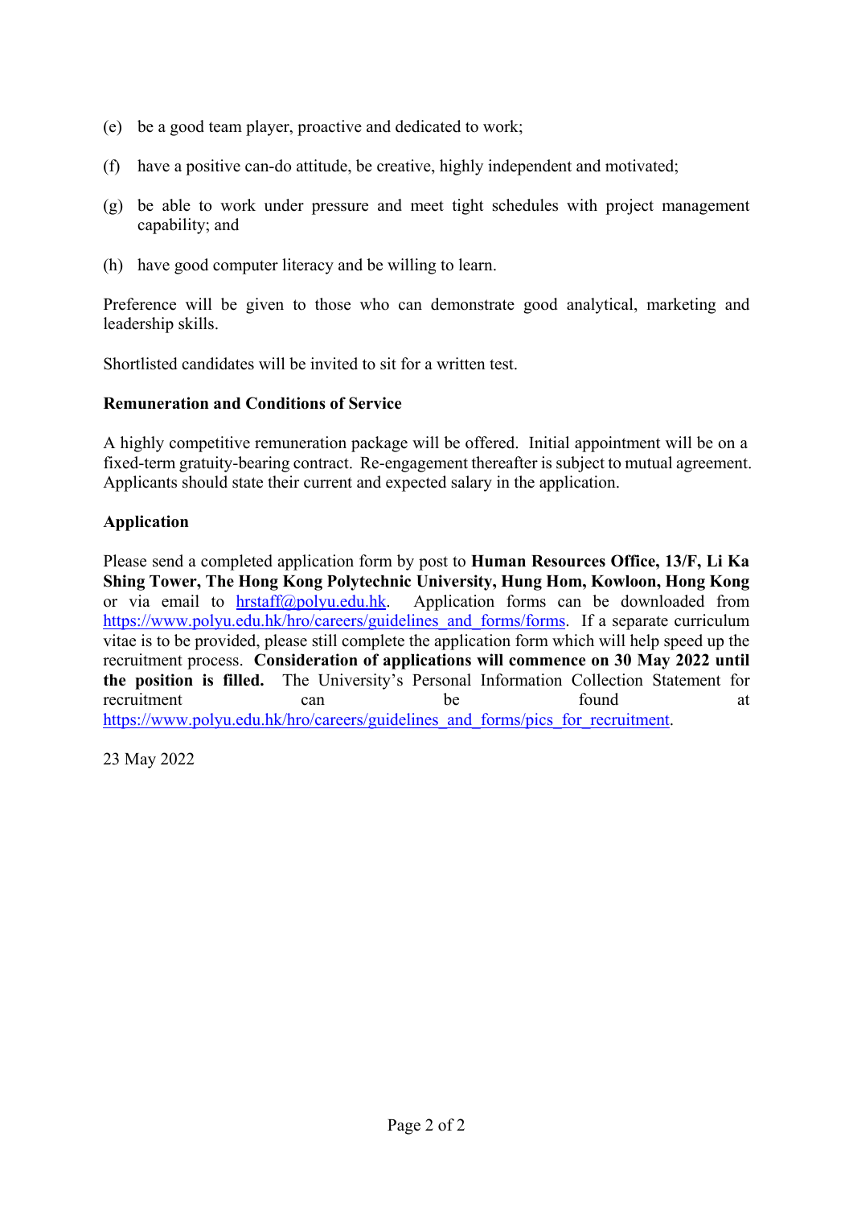(e) be a good team player, proactive and dedicated to work;

(f) have a positive can-do attitude, be creative, highly independent and motivated;

(g) be able to work under pressure and meet tight schedules with project management capability; and

(h) have good computer literacy and be willing to learn.

Preference will be given to those who can demonstrate good analytical, marketing and leadership skills.

Shortlisted candidates will be invited to sit for a written test.

**Remuneration and Conditions of Service**

A highly competitive remuneration package will be offered. Initial appointment will be on a fixed-term gratuity-bearing contract. Re-engagement thereafter is subject to mutual agreement. Applicants should state their current and expected salary in the application.

**Application**

Please send a completed application form by post to **Human Resources Office, 13/F, Li Ka Shing Tower, The Hong Kong Polytechnic University, Hung Hom, Kowloon, Hong Kong** or via email to hrstaff@polyu.edu.hk. Application forms can be downloaded from https://www.polyu.edu.hk/hro/careers/guidelines_and_forms/forms. If a separate curriculum vitae is to be provided, please still complete the application form which will help speed up the recruitment process. **Consideration of applications will commence on 30 May 2022 until the position is filled.** The University's Personal Information Collection Statement for recruitment can be found at https://www.polyu.edu.hk/hro/careers/guidelines_and_forms/pics_for_recruitment.

23 May 2022